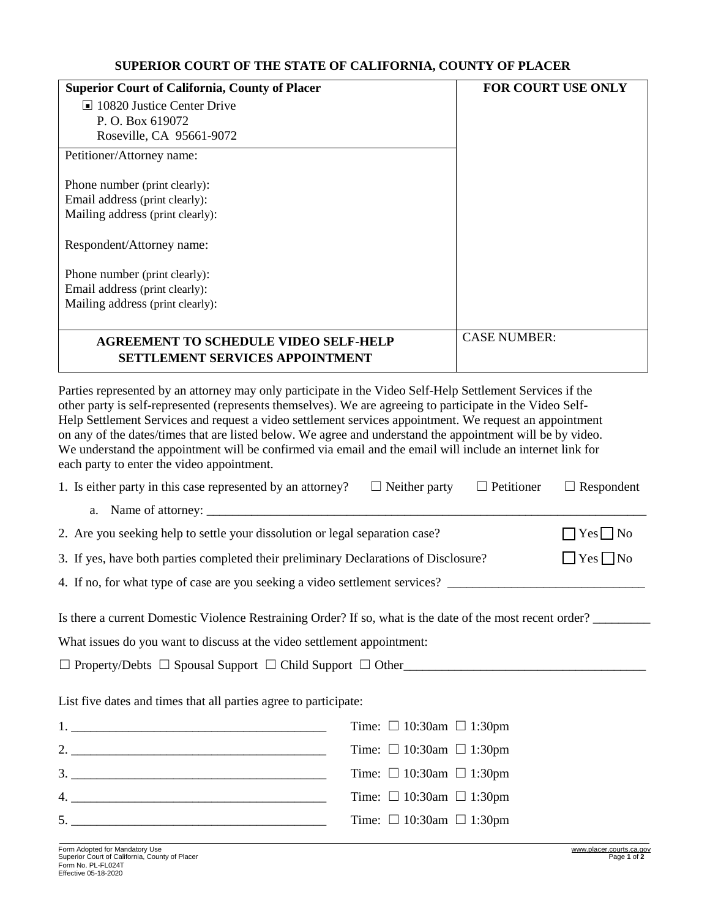**SUPERIOR COURT OF THE STATE OF CALIFORNIA, COUNTY OF PLACER**

| **Superior Court of California, County of Placer**<br>■ 10820 Justice Center Drive<br>P. O. Box 619072<br>Roseville, CA 95661-9072 | **FOR COURT USE ONLY** |
|---|---|
| Petitioner/Attorney name:<br><br>Phone number (print clearly):<br>Email address (print clearly):<br>Mailing address (print clearly):<br><br>Respondent/Attorney name:<br><br>Phone number (print clearly):<br>Email address (print clearly):<br>Mailing address (print clearly): | |
| **AGREEMENT TO SCHEDULE VIDEO SELF-HELP SETTLEMENT SERVICES APPOINTMENT** | CASE NUMBER: |

Parties represented by an attorney may only participate in the Video Self-Help Settlement Services if the other party is self-represented (represents themselves). We are agreeing to participate in the Video Self-Help Settlement Services and request a video settlement services appointment. We request an appointment on any of the dates/times that are listed below. We agree and understand the appointment will be by video. We understand the appointment will be confirmed via email and the email will include an internet link for each party to enter the video appointment.

1. Is either party in this case represented by an attorney? ☐ Neither party ☐ Petitioner ☐ Respondent
   a. Name of attorney: ______________________________________________________________________
2. Are you seeking help to settle your dissolution or legal separation case? ☐ Yes ☐ No
3. If yes, have both parties completed their preliminary Declarations of Disclosure? ☐ Yes ☐ No
4. If no, for what type of case are you seeking a video settlement services? ______________________________

Is there a current Domestic Violence Restraining Order? If so, what is the date of the most recent order? _________

What issues do you want to discuss at the video settlement appointment:

☐ Property/Debts ☐ Spousal Support ☐ Child Support ☐ Other______________________________________

List five dates and times that all parties agree to participate:

1. ________________________________________ Time: ☐ 10:30am ☐ 1:30pm
2. ________________________________________ Time: ☐ 10:30am ☐ 1:30pm
3. ________________________________________ Time: ☐ 10:30am ☐ 1:30pm
4. ________________________________________ Time: ☐ 10:30am ☐ 1:30pm
5. ________________________________________ Time: ☐ 10:30am ☐ 1:30pm

Form Adopted for Mandatory Use
Superior Court of California, County of Placer
Form No. PL-FL024T
Effective 05-18-2020

www.placer.courts.ca.gov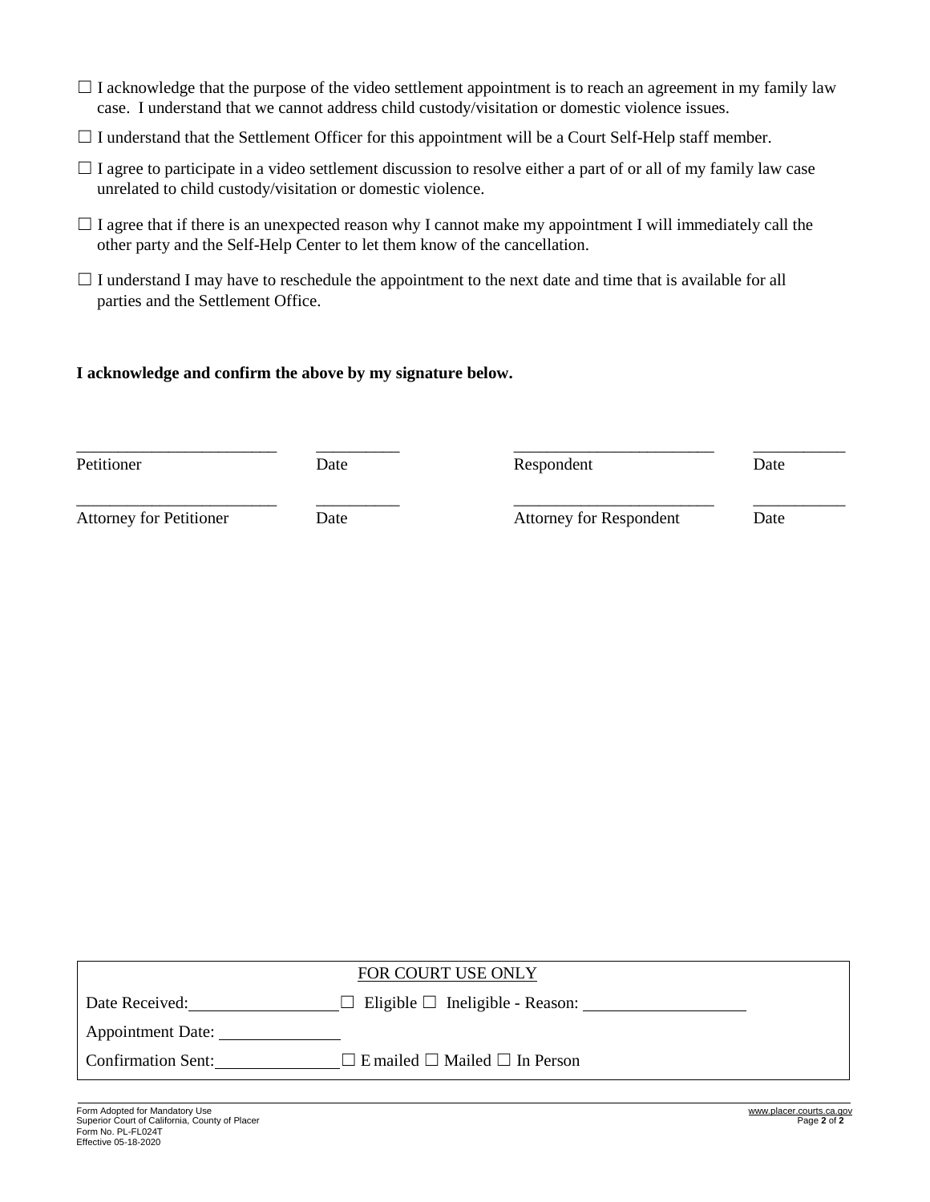☐ I acknowledge that the purpose of the video settlement appointment is to reach an agreement in my family law case. I understand that we cannot address child custody/visitation or domestic violence issues.

☐ I understand that the Settlement Officer for this appointment will be a Court Self-Help staff member.

☐ I agree to participate in a video settlement discussion to resolve either a part of or all of my family law case unrelated to child custody/visitation or domestic violence.

☐ I agree that if there is an unexpected reason why I cannot make my appointment I will immediately call the other party and the Self-Help Center to let them know of the cancellation.

☐ I understand I may have to reschedule the appointment to the next date and time that is available for all parties and the Settlement Office.

**I acknowledge and confirm the above by my signature below.**

| | | | |
|---|---|---|---|
| ________________________ | __________ | ________________________ | ___________ |
| Petitioner | Date | Respondent | Date |
| ________________________ | __________ | ________________________ | ___________ |
| Attorney for Petitioner | Date | Attorney for Respondent | Date |

FOR COURT USE ONLY

Date Received: __________________ ☐ Eligible ☐ Ineligible - Reason: ____________________

Appointment Date: _______________

Confirmation Sent: _______________ ☐ E mailed ☐ Mailed ☐ In Person

Form Adopted for Mandatory Use
Superior Court of California, County of Placer
Form No. PL-FL024T
Effective 05-18-2020

www.placer.courts.ca.gov